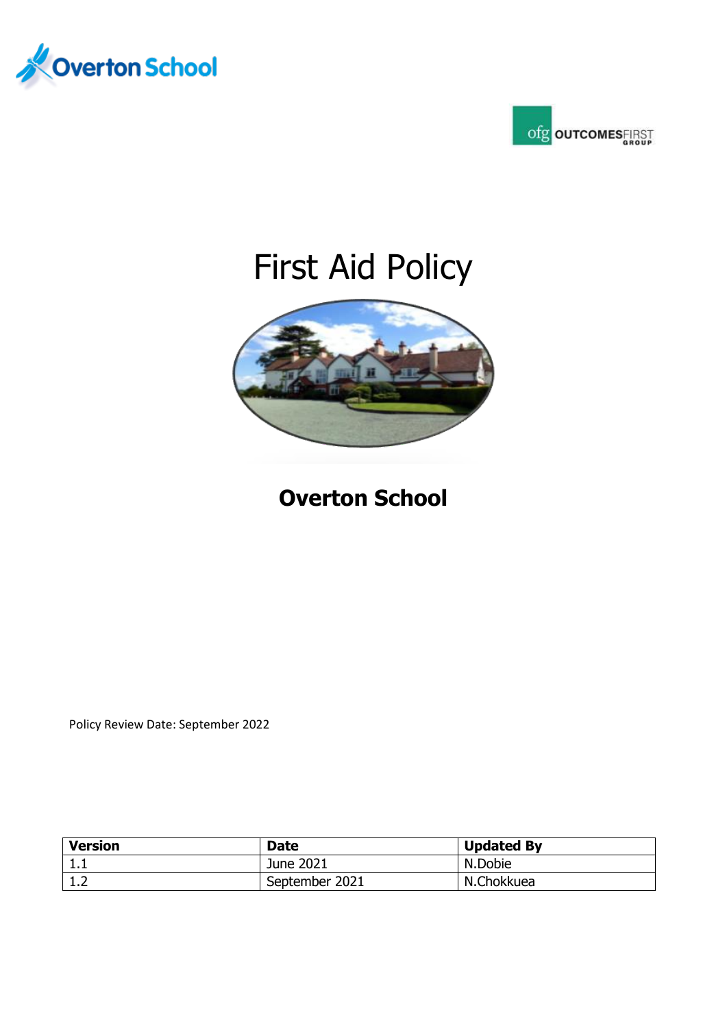Overton School

OUTCOMESFIRST GROUP

# First Aid Policy

## Overton School

Policy Review Date: September 2022

| Version | Date | Updated By |
|---|---|---|
| 1.1 | June 2021 | N.Dobie |
| 1.2 | September 2021 | N.Chokkuea |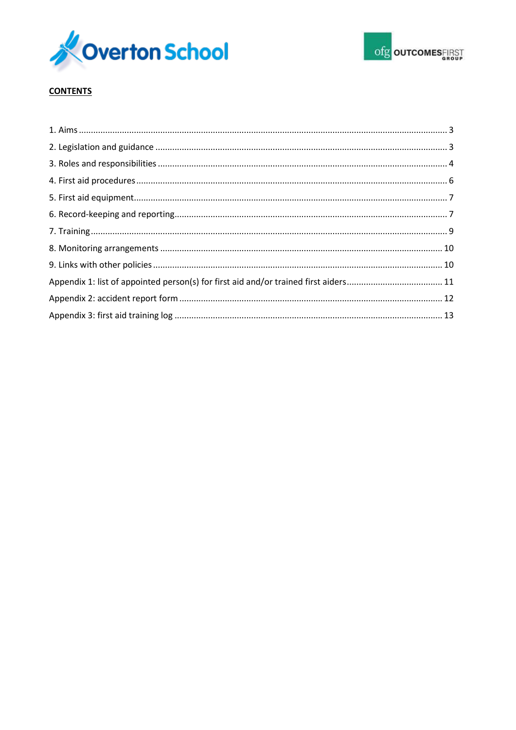**CONTENTS**

1. Aims ........................................................................................................ 3
2. Legislation and guidance ...................................................................... 3
3. Roles and responsibilities ..................................................................... 4
4. First aid procedures .............................................................................. 6
5. First aid equipment................................................................................ 7
6. Record-keeping and reporting................................................................ 7
7. Training ................................................................................................. 9
8. Monitoring arrangements .................................................................... 10
9. Links with other policies ...................................................................... 10

Appendix 1: list of appointed person(s) for first aid and/or trained first aiders........................................ 11

Appendix 2: accident report form ............................................................. 12

Appendix 3: first aid training log ............................................................... 13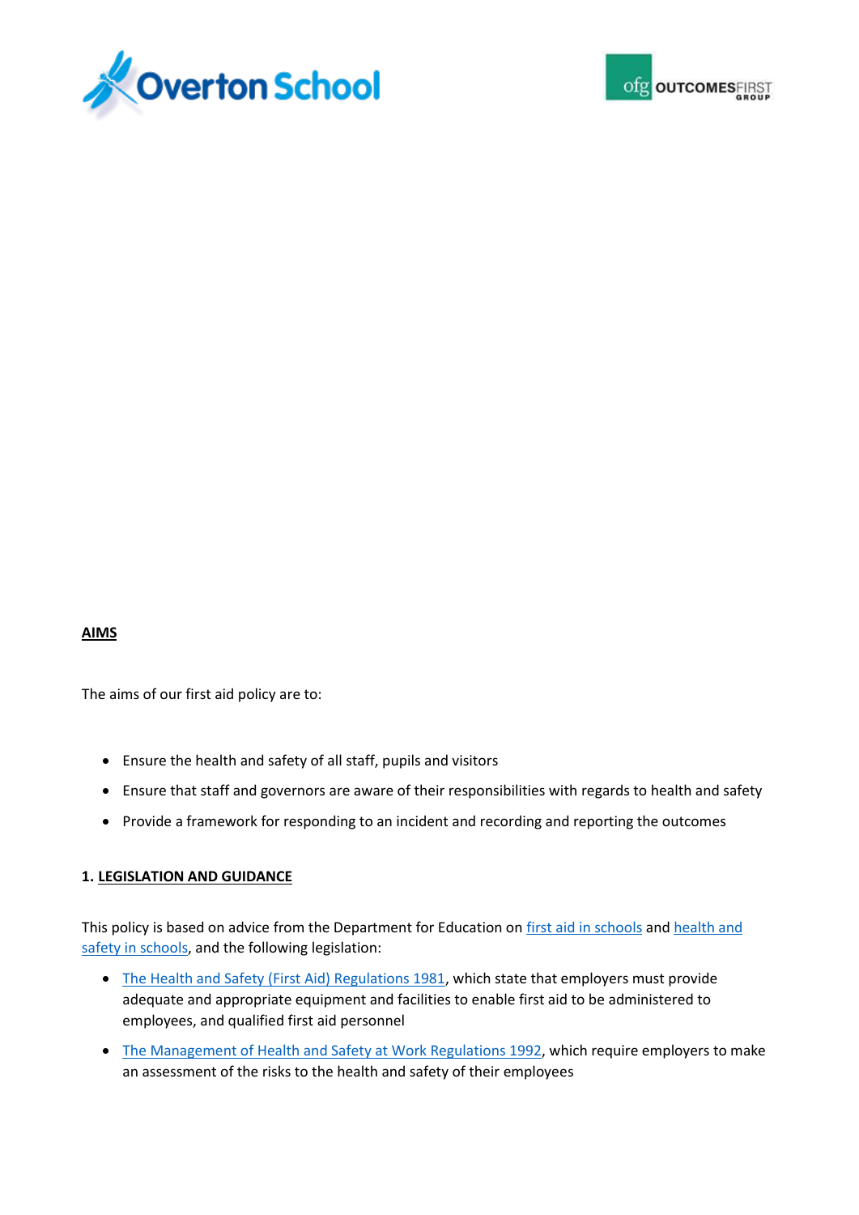## AIMS

The aims of our first aid policy are to:

- Ensure the health and safety of all staff, pupils and visitors
- Ensure that staff and governors are aware of their responsibilities with regards to health and safety
- Provide a framework for responding to an incident and recording and reporting the outcomes

## 1. LEGISLATION AND GUIDANCE

This policy is based on advice from the Department for Education on first aid in schools and health and safety in schools, and the following legislation:

- The Health and Safety (First Aid) Regulations 1981, which state that employers must provide adequate and appropriate equipment and facilities to enable first aid to be administered to employees, and qualified first aid personnel
- The Management of Health and Safety at Work Regulations 1992, which require employers to make an assessment of the risks to the health and safety of their employees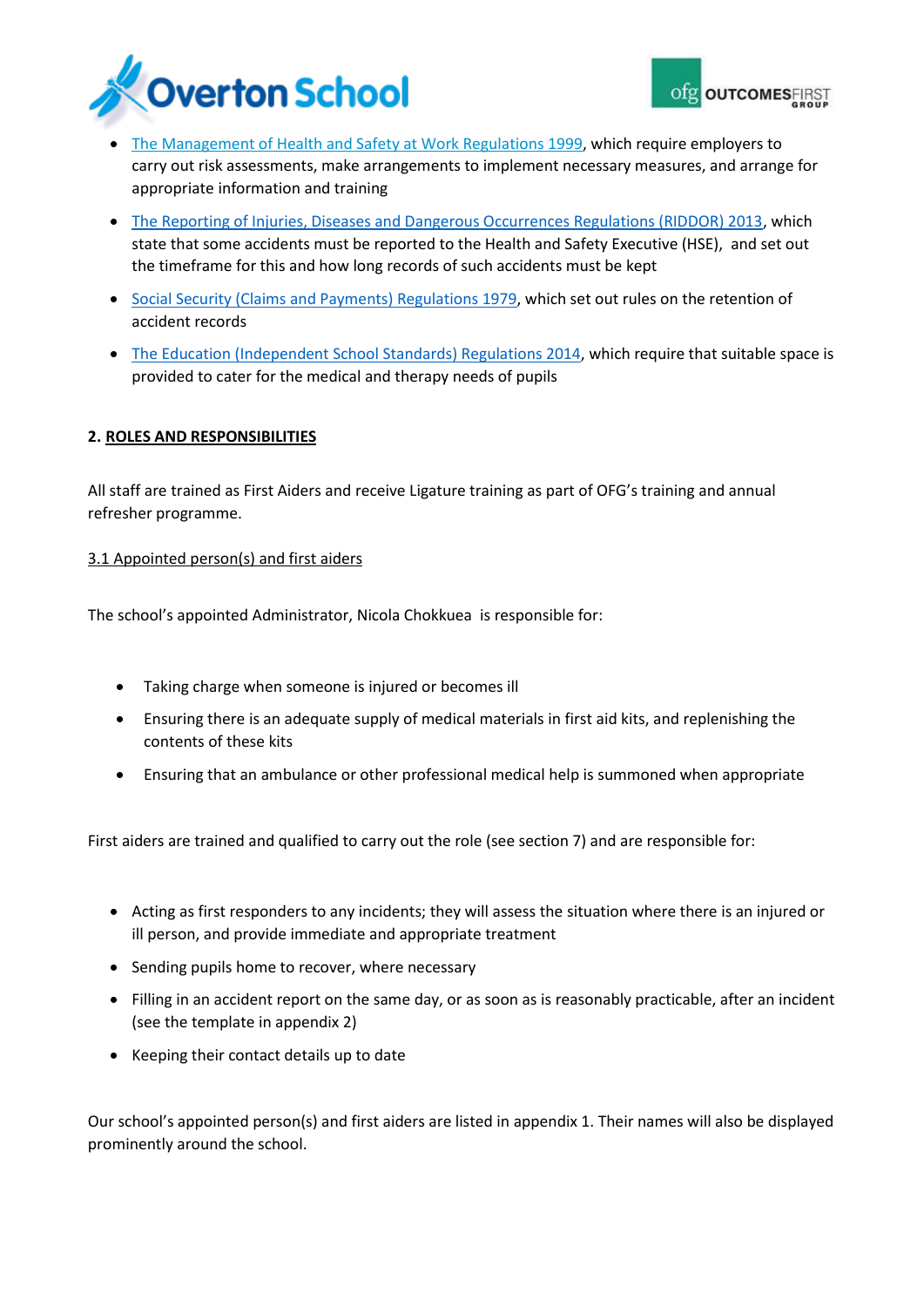- The Management of Health and Safety at Work Regulations 1999, which require employers to carry out risk assessments, make arrangements to implement necessary measures, and arrange for appropriate information and training
- The Reporting of Injuries, Diseases and Dangerous Occurrences Regulations (RIDDOR) 2013, which state that some accidents must be reported to the Health and Safety Executive (HSE), and set out the timeframe for this and how long records of such accidents must be kept
- Social Security (Claims and Payments) Regulations 1979, which set out rules on the retention of accident records
- The Education (Independent School Standards) Regulations 2014, which require that suitable space is provided to cater for the medical and therapy needs of pupils

## 2. ROLES AND RESPONSIBILITIES

All staff are trained as First Aiders and receive Ligature training as part of OFG's training and annual refresher programme.

### 3.1 Appointed person(s) and first aiders

The school's appointed Administrator, Nicola Chokkuea is responsible for:

- Taking charge when someone is injured or becomes ill
- Ensuring there is an adequate supply of medical materials in first aid kits, and replenishing the contents of these kits
- Ensuring that an ambulance or other professional medical help is summoned when appropriate

First aiders are trained and qualified to carry out the role (see section 7) and are responsible for:

- Acting as first responders to any incidents; they will assess the situation where there is an injured or ill person, and provide immediate and appropriate treatment
- Sending pupils home to recover, where necessary
- Filling in an accident report on the same day, or as soon as is reasonably practicable, after an incident (see the template in appendix 2)
- Keeping their contact details up to date

Our school's appointed person(s) and first aiders are listed in appendix 1. Their names will also be displayed prominently around the school.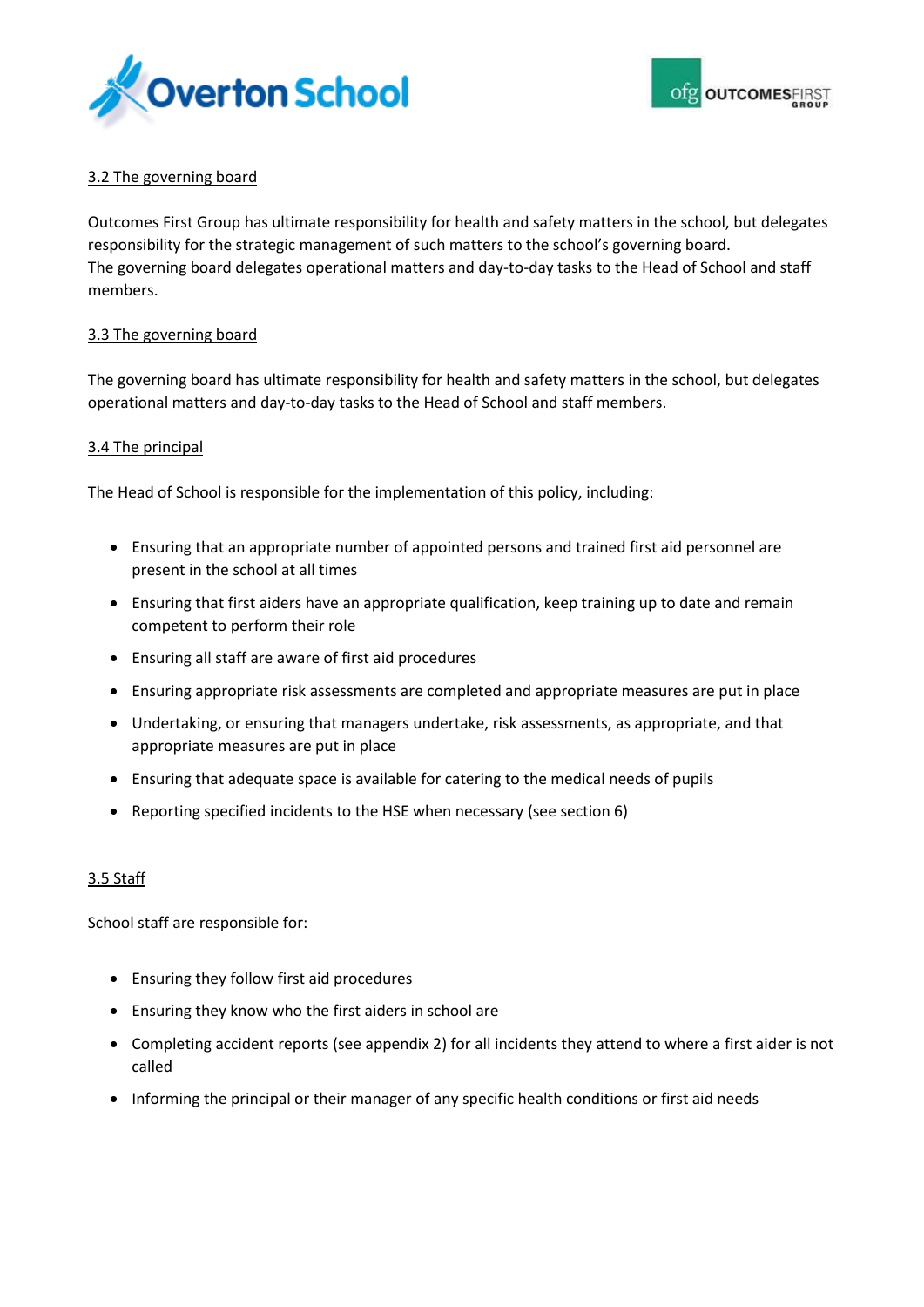### 3.2 The governing board

Outcomes First Group has ultimate responsibility for health and safety matters in the school, but delegates responsibility for the strategic management of such matters to the school's governing board.
The governing board delegates operational matters and day-to-day tasks to the Head of School and staff members.

### 3.3 The governing board

The governing board has ultimate responsibility for health and safety matters in the school, but delegates operational matters and day-to-day tasks to the Head of School and staff members.

### 3.4 The principal

The Head of School is responsible for the implementation of this policy, including:

- Ensuring that an appropriate number of appointed persons and trained first aid personnel are present in the school at all times
- Ensuring that first aiders have an appropriate qualification, keep training up to date and remain competent to perform their role
- Ensuring all staff are aware of first aid procedures
- Ensuring appropriate risk assessments are completed and appropriate measures are put in place
- Undertaking, or ensuring that managers undertake, risk assessments, as appropriate, and that appropriate measures are put in place
- Ensuring that adequate space is available for catering to the medical needs of pupils
- Reporting specified incidents to the HSE when necessary (see section 6)

### 3.5 Staff

School staff are responsible for:

- Ensuring they follow first aid procedures
- Ensuring they know who the first aiders in school are
- Completing accident reports (see appendix 2) for all incidents they attend to where a first aider is not called
- Informing the principal or their manager of any specific health conditions or first aid needs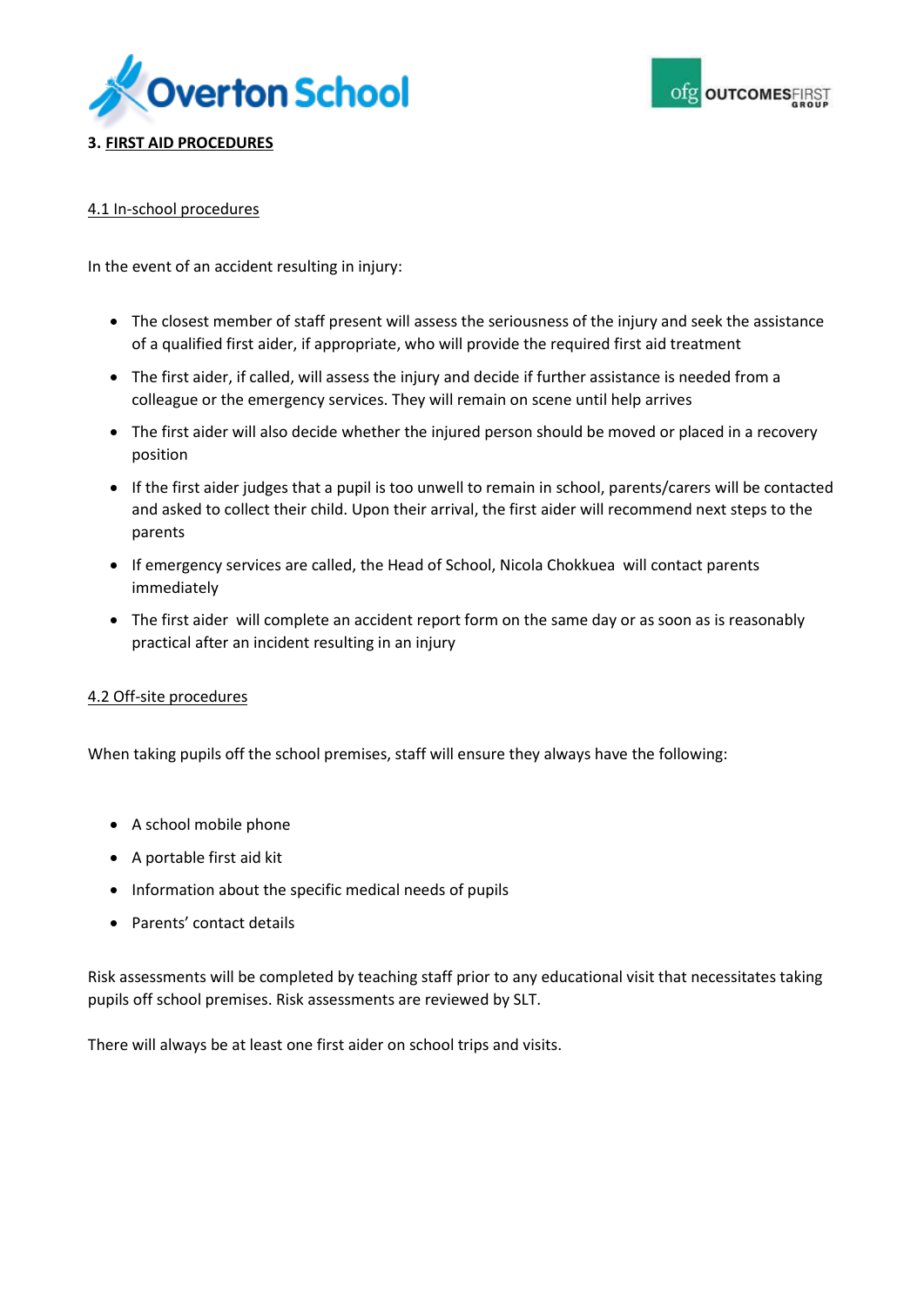## 3. FIRST AID PROCEDURES

### 4.1 In-school procedures

In the event of an accident resulting in injury:

- The closest member of staff present will assess the seriousness of the injury and seek the assistance of a qualified first aider, if appropriate, who will provide the required first aid treatment
- The first aider, if called, will assess the injury and decide if further assistance is needed from a colleague or the emergency services. They will remain on scene until help arrives
- The first aider will also decide whether the injured person should be moved or placed in a recovery position
- If the first aider judges that a pupil is too unwell to remain in school, parents/carers will be contacted and asked to collect their child. Upon their arrival, the first aider will recommend next steps to the parents
- If emergency services are called, the Head of School, Nicola Chokkuea will contact parents immediately
- The first aider will complete an accident report form on the same day or as soon as is reasonably practical after an incident resulting in an injury

### 4.2 Off-site procedures

When taking pupils off the school premises, staff will ensure they always have the following:

- A school mobile phone
- A portable first aid kit
- Information about the specific medical needs of pupils
- Parents' contact details

Risk assessments will be completed by teaching staff prior to any educational visit that necessitates taking pupils off school premises. Risk assessments are reviewed by SLT.

There will always be at least one first aider on school trips and visits.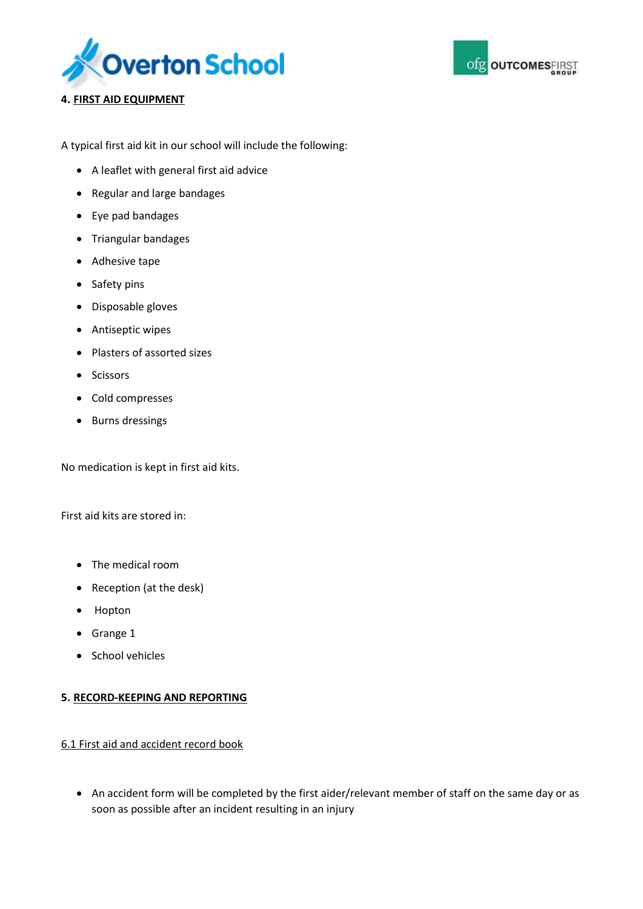## 4. FIRST AID EQUIPMENT

A typical first aid kit in our school will include the following:

- A leaflet with general first aid advice
- Regular and large bandages
- Eye pad bandages
- Triangular bandages
- Adhesive tape
- Safety pins
- Disposable gloves
- Antiseptic wipes
- Plasters of assorted sizes
- Scissors
- Cold compresses
- Burns dressings

No medication is kept in first aid kits.

First aid kits are stored in:

- The medical room
- Reception (at the desk)
- Hopton
- Grange 1
- School vehicles

## 5. RECORD-KEEPING AND REPORTING

### 6.1 First aid and accident record book

- An accident form will be completed by the first aider/relevant member of staff on the same day or as soon as possible after an incident resulting in an injury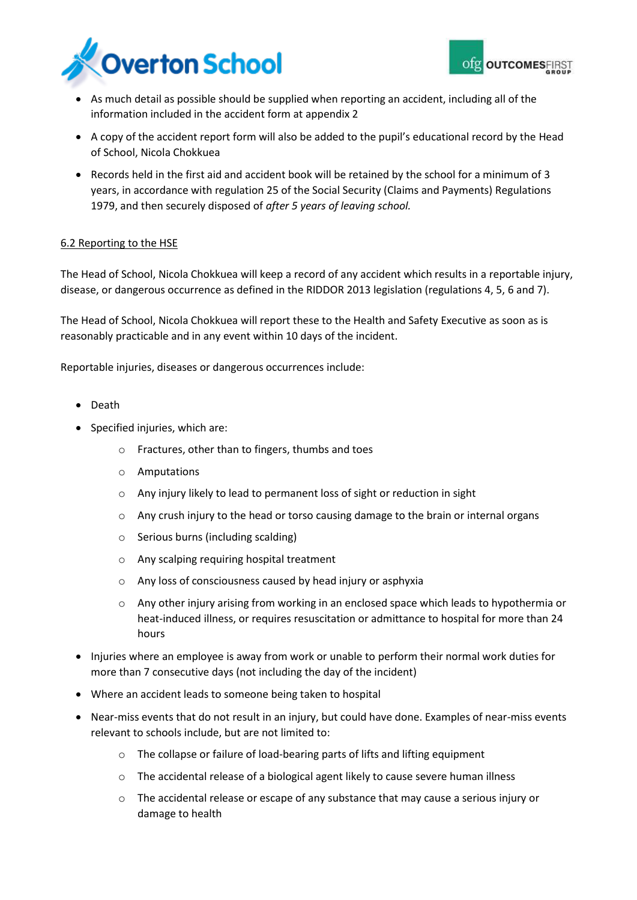- As much detail as possible should be supplied when reporting an accident, including all of the information included in the accident form at appendix 2
- A copy of the accident report form will also be added to the pupil's educational record by the Head of School, Nicola Chokkuea
- Records held in the first aid and accident book will be retained by the school for a minimum of 3 years, in accordance with regulation 25 of the Social Security (Claims and Payments) Regulations 1979, and then securely disposed of *after 5 years of leaving school.*

6.2 Reporting to the HSE

The Head of School, Nicola Chokkuea will keep a record of any accident which results in a reportable injury, disease, or dangerous occurrence as defined in the RIDDOR 2013 legislation (regulations 4, 5, 6 and 7).

The Head of School, Nicola Chokkuea will report these to the Health and Safety Executive as soon as is reasonably practicable and in any event within 10 days of the incident.

Reportable injuries, diseases or dangerous occurrences include:

- Death
- Specified injuries, which are:
  - Fractures, other than to fingers, thumbs and toes
  - Amputations
  - Any injury likely to lead to permanent loss of sight or reduction in sight
  - Any crush injury to the head or torso causing damage to the brain or internal organs
  - Serious burns (including scalding)
  - Any scalping requiring hospital treatment
  - Any loss of consciousness caused by head injury or asphyxia
  - Any other injury arising from working in an enclosed space which leads to hypothermia or heat-induced illness, or requires resuscitation or admittance to hospital for more than 24 hours
- Injuries where an employee is away from work or unable to perform their normal work duties for more than 7 consecutive days (not including the day of the incident)
- Where an accident leads to someone being taken to hospital
- Near-miss events that do not result in an injury, but could have done. Examples of near-miss events relevant to schools include, but are not limited to:
  - The collapse or failure of load-bearing parts of lifts and lifting equipment
  - The accidental release of a biological agent likely to cause severe human illness
  - The accidental release or escape of any substance that may cause a serious injury or damage to health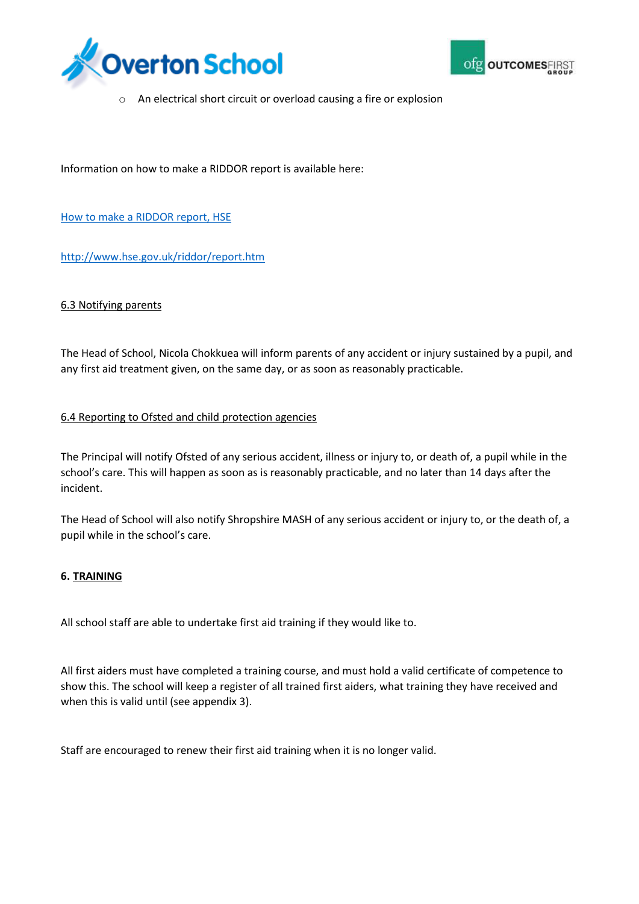- An electrical short circuit or overload causing a fire or explosion

Information on how to make a RIDDOR report is available here:

[How to make a RIDDOR report, HSE](http://www.hse.gov.uk/riddor/report.htm)

http://www.hse.gov.uk/riddor/report.htm

6.3 Notifying parents

The Head of School, Nicola Chokkuea will inform parents of any accident or injury sustained by a pupil, and any first aid treatment given, on the same day, or as soon as reasonably practicable.

6.4 Reporting to Ofsted and child protection agencies

The Principal will notify Ofsted of any serious accident, illness or injury to, or death of, a pupil while in the school's care. This will happen as soon as is reasonably practicable, and no later than 14 days after the incident.

The Head of School will also notify Shropshire MASH of any serious accident or injury to, or the death of, a pupil while in the school's care.

**6. TRAINING**

All school staff are able to undertake first aid training if they would like to.

All first aiders must have completed a training course, and must hold a valid certificate of competence to show this. The school will keep a register of all trained first aiders, what training they have received and when this is valid until (see appendix 3).

Staff are encouraged to renew their first aid training when it is no longer valid.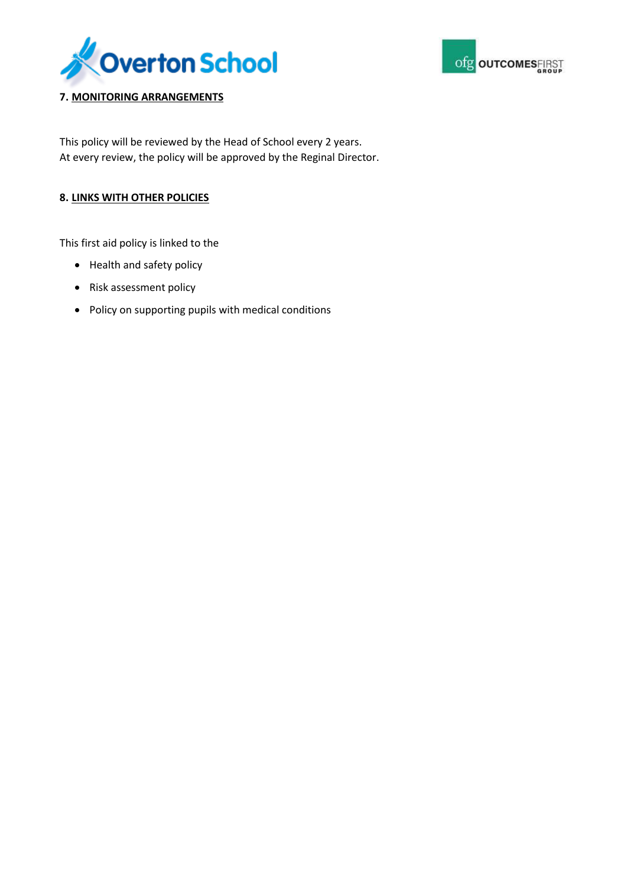## 7. MONITORING ARRANGEMENTS

This policy will be reviewed by the Head of School every 2 years.
At every review, the policy will be approved by the Reginal Director.

## 8. LINKS WITH OTHER POLICIES

This first aid policy is linked to the

- Health and safety policy
- Risk assessment policy
- Policy on supporting pupils with medical conditions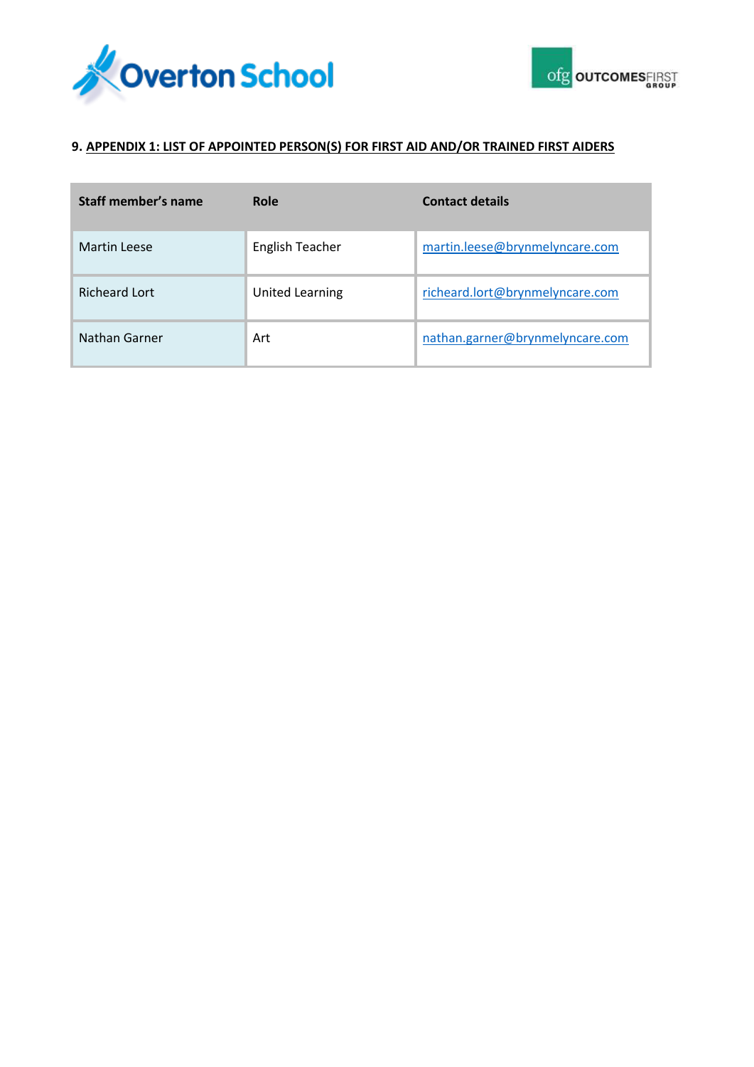## 9. APPENDIX 1: LIST OF APPOINTED PERSON(S) FOR FIRST AID AND/OR TRAINED FIRST AIDERS

| Staff member's name | Role | Contact details |
|---|---|---|
| Martin Leese | English Teacher | martin.leese@brynmelyncare.com |
| Richeard Lort | United Learning | richeard.lort@brynmelyncare.com |
| Nathan Garner | Art | nathan.garner@brynmelyncare.com |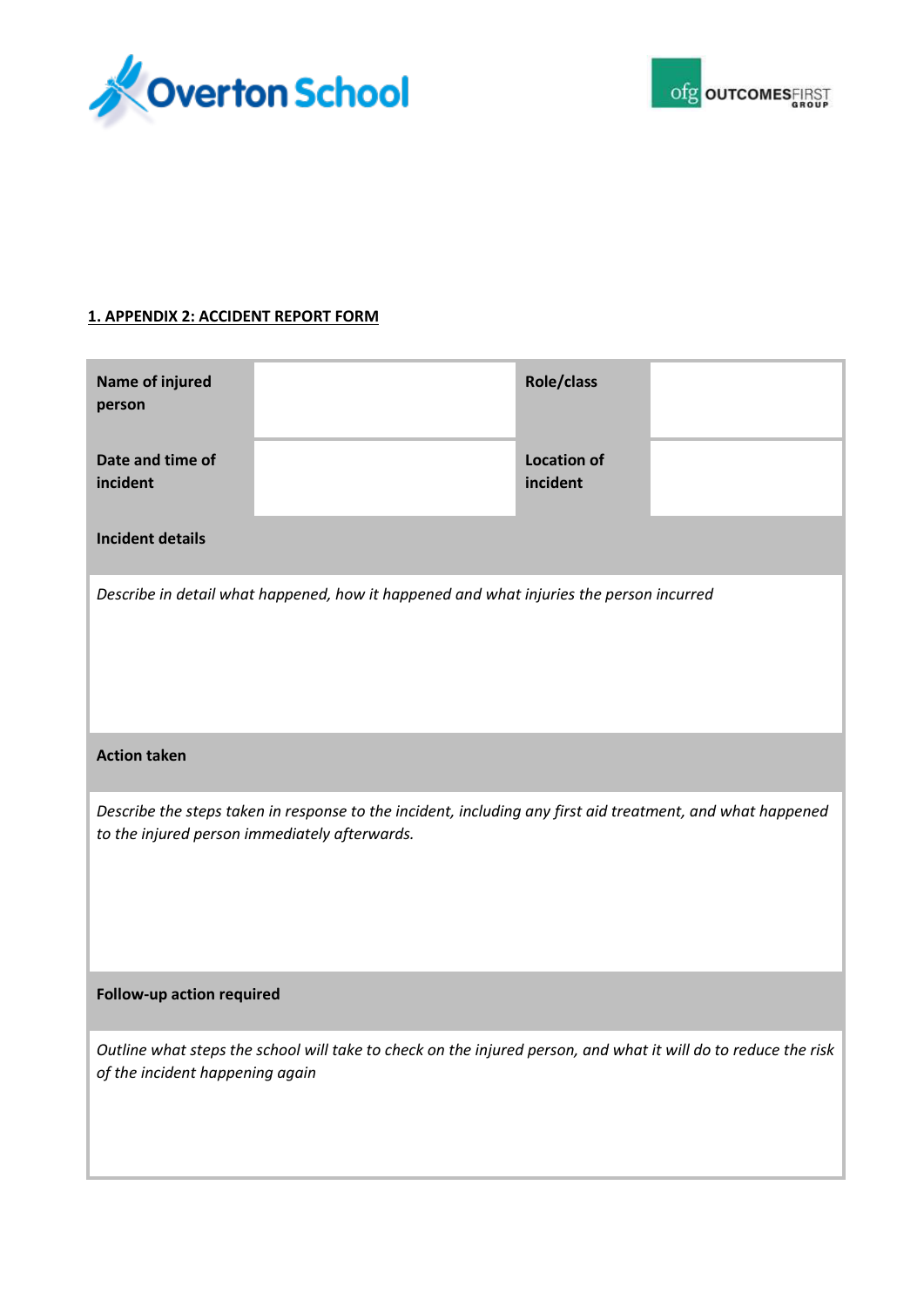## 1. APPENDIX 2: ACCIDENT REPORT FORM

| **Name of injured person** | | **Role/class** | |
|---|---|---|---|
| **Date and time of incident** | | **Location of incident** | |
| **Incident details** | | | |
| *Describe in detail what happened, how it happened and what injuries the person incurred* | | | |
| **Action taken** | | | |
| *Describe the steps taken in response to the incident, including any first aid treatment, and what happened to the injured person immediately afterwards.* | | | |
| **Follow-up action required** | | | |
| *Outline what steps the school will take to check on the injured person, and what it will do to reduce the risk of the incident happening again* | | | |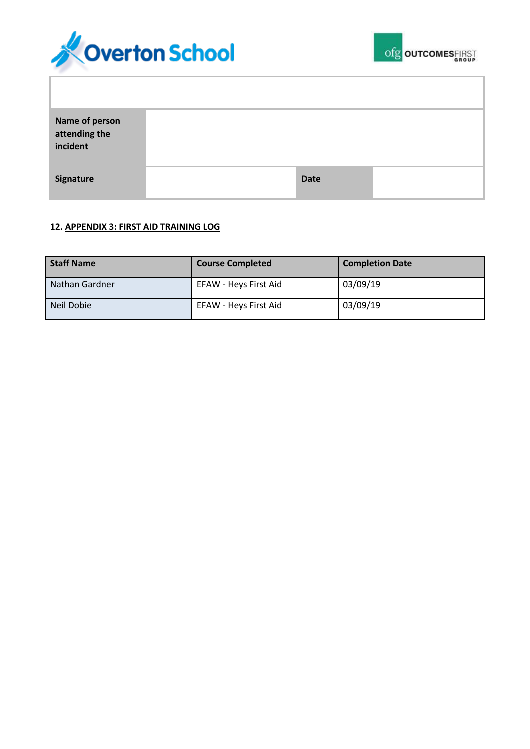| | | | |
|---|---|---|---|
| | | | |
| **Name of person attending the incident** | | | |
| **Signature** | | **Date** | |

**12. APPENDIX 3: FIRST AID TRAINING LOG**

| Staff Name | Course Completed | Completion Date |
|---|---|---|
| Nathan Gardner | EFAW - Heys First Aid | 03/09/19 |
| Neil Dobie | EFAW - Heys First Aid | 03/09/19 |